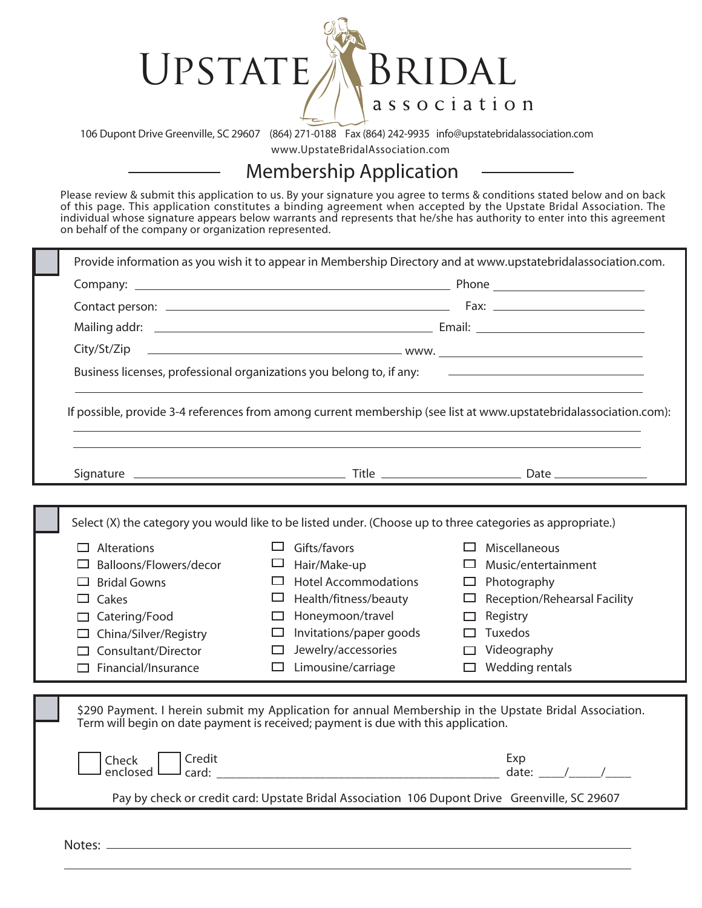# UPSTATE BRIDAL association

106 Dupont Drive Greenville, SC 29607 (864) 271-0188 Fax (864) 242-9935 info@upstatebridalassociation.com
www.UpstateBridalAssociation.com

## Membership Application

Please review & submit this application to us. By your signature you agree to terms & conditions stated below and on back of this page. This application constitutes a binding agreement when accepted by the Upstate Bridal Association. The individual whose signature appears below warrants and represents that he/she has authority to enter into this agreement on behalf of the company or organization represented.

Provide information as you wish it to appear in Membership Directory and at www.upstatebridalassociation.com.

Company: ______________________________ Phone ______________________

Contact person: ______________________________ Fax: ______________________

Mailing addr: ______________________________ Email: ______________________

City/St/Zip ______________________________ www. ______________________

Business licenses, professional organizations you belong to, if any: ______________________

______________________________________________________________________

If possible, provide 3-4 references from among current membership (see list at www.upstatebridalassociation.com):

______________________________________________________________________

______________________________________________________________________

Signature ______________________ Title ______________________ Date ______________

Select (X) the category you would like to be listed under. (Choose up to three categories as appropriate.)

- ☐ Alterations
- ☐ Balloons/Flowers/decor
- ☐ Bridal Gowns
- ☐ Cakes
- ☐ Catering/Food
- ☐ China/Silver/Registry
- ☐ Consultant/Director
- ☐ Financial/Insurance
- ☐ Gifts/favors
- ☐ Hair/Make-up
- ☐ Hotel Accommodations
- ☐ Health/fitness/beauty
- ☐ Honeymoon/travel
- ☐ Invitations/paper goods
- ☐ Jewelry/accessories
- ☐ Limousine/carriage
- ☐ Miscellaneous
- ☐ Music/entertainment
- ☐ Photography
- ☐ Reception/Rehearsal Facility
- ☐ Registry
- ☐ Tuxedos
- ☐ Videography
- ☐ Wedding rentals

$290 Payment. I herein submit my Application for annual Membership in the Upstate Bridal Association. Term will begin on date payment is received; payment is due with this application.

☐ Check enclosed ☐ Credit card: ______________________________ Exp date: ____/_____/____

Pay by check or credit card: Upstate Bridal Association 106 Dupont Drive Greenville, SC 29607

Notes: ______________________________________________________________________

______________________________________________________________________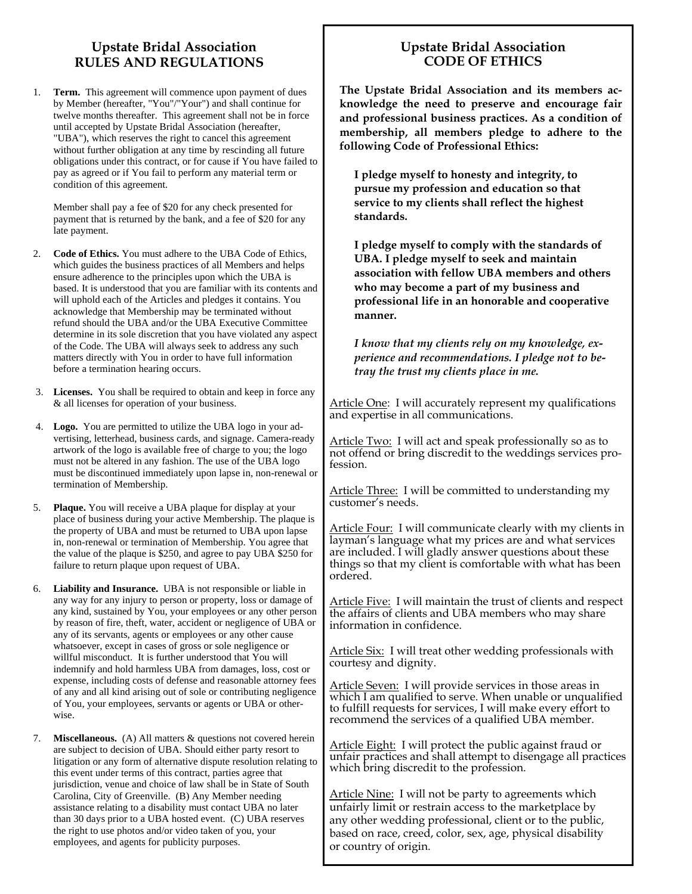## Upstate Bridal Association
## RULES AND REGULATIONS

1. **Term.** This agreement will commence upon payment of dues by Member (hereafter, "You"/"Your") and shall continue for twelve months thereafter. This agreement shall not be in force until accepted by Upstate Bridal Association (hereafter, "UBA"), which reserves the right to cancel this agreement without further obligation at any time by rescinding all future obligations under this contract, or for cause if You have failed to pay as agreed or if You fail to perform any material term or condition of this agreement.

   Member shall pay a fee of $20 for any check presented for payment that is returned by the bank, and a fee of $20 for any late payment.

2. **Code of Ethics.** You must adhere to the UBA Code of Ethics, which guides the business practices of all Members and helps ensure adherence to the principles upon which the UBA is based. It is understood that you are familiar with its contents and will uphold each of the Articles and pledges it contains. You acknowledge that Membership may be terminated without refund should the UBA and/or the UBA Executive Committee determine in its sole discretion that you have violated any aspect of the Code. The UBA will always seek to address any such matters directly with You in order to have full information before a termination hearing occurs.

3. **Licenses.** You shall be required to obtain and keep in force any & all licenses for operation of your business.

4. **Logo.** You are permitted to utilize the UBA logo in your advertising, letterhead, business cards, and signage. Camera-ready artwork of the logo is available free of charge to you; the logo must not be altered in any fashion. The use of the UBA logo must be discontinued immediately upon lapse in, non-renewal or termination of Membership.

5. **Plaque.** You will receive a UBA plaque for display at your place of business during your active Membership. The plaque is the property of UBA and must be returned to UBA upon lapse in, non-renewal or termination of Membership. You agree that the value of the plaque is $250, and agree to pay UBA $250 for failure to return plaque upon request of UBA.

6. **Liability and Insurance.** UBA is not responsible or liable in any way for any injury to person or property, loss or damage of any kind, sustained by You, your employees or any other person by reason of fire, theft, water, accident or negligence of UBA or any of its servants, agents or employees or any other cause whatsoever, except in cases of gross or sole negligence or willful misconduct. It is further understood that You will indemnify and hold harmless UBA from damages, loss, cost or expense, including costs of defense and reasonable attorney fees of any and all kind arising out of sole or contributing negligence of You, your employees, servants or agents or UBA or otherwise.

7. **Miscellaneous.** (A) All matters & questions not covered herein are subject to decision of UBA. Should either party resort to litigation or any form of alternative dispute resolution relating to this event under terms of this contract, parties agree that jurisdiction, venue and choice of law shall be in State of South Carolina, City of Greenville. (B) Any Member needing assistance relating to a disability must contact UBA no later than 30 days prior to a UBA hosted event. (C) UBA reserves the right to use photos and/or video taken of you, your employees, and agents for publicity purposes.

## Upstate Bridal Association
## CODE OF ETHICS

**The Upstate Bridal Association and its members acknowledge the need to preserve and encourage fair and professional business practices. As a condition of membership, all members pledge to adhere to the following Code of Professional Ethics:**

**I pledge myself to honesty and integrity, to pursue my profession and education so that service to my clients shall reflect the highest standards.**

**I pledge myself to comply with the standards of UBA. I pledge myself to seek and maintain association with fellow UBA members and others who may become a part of my business and professional life in an honorable and cooperative manner.**

***I know that my clients rely on my knowledge, experience and recommendations. I pledge not to betray the trust my clients place in me.***

Article One: I will accurately represent my qualifications and expertise in all communications.

Article Two: I will act and speak professionally so as to not offend or bring discredit to the weddings services profession.

Article Three: I will be committed to understanding my customer's needs.

Article Four: I will communicate clearly with my clients in layman's language what my prices are and what services are included. I will gladly answer questions about these things so that my client is comfortable with what has been ordered.

Article Five: I will maintain the trust of clients and respect the affairs of clients and UBA members who may share information in confidence.

Article Six: I will treat other wedding professionals with courtesy and dignity.

Article Seven: I will provide services in those areas in which I am qualified to serve. When unable or unqualified to fulfill requests for services, I will make every effort to recommend the services of a qualified UBA member.

Article Eight: I will protect the public against fraud or unfair practices and shall attempt to disengage all practices which bring discredit to the profession.

Article Nine: I will not be party to agreements which unfairly limit or restrain access to the marketplace by any other wedding professional, client or to the public, based on race, creed, color, sex, age, physical disability or country of origin.